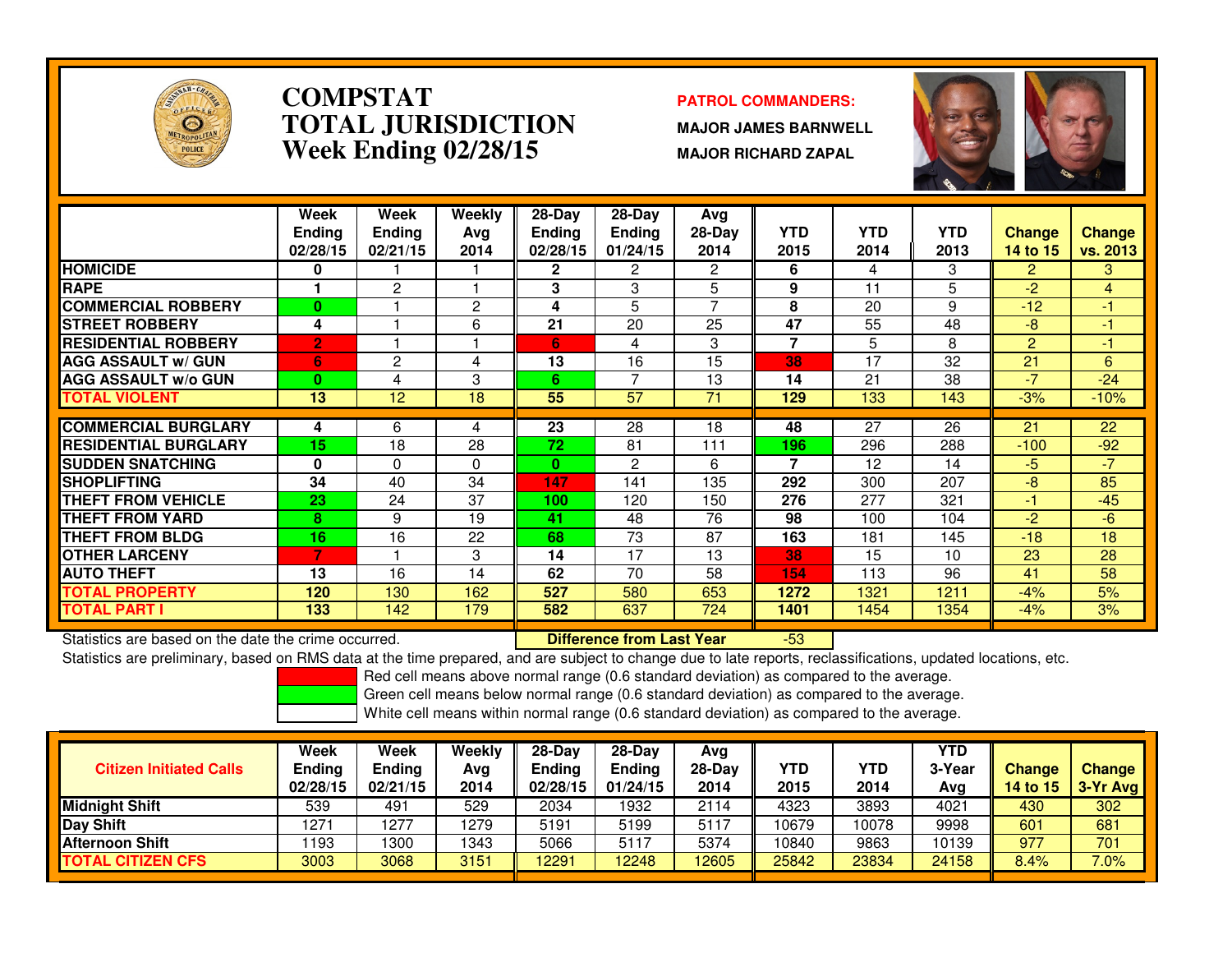# COMPSTAT TOTAL JURISDICTION Week Ending 02/28/15

**PATROL COMMANDERS:**

**MAJOR JAMES BARNWELL**

**MAJOR RICHARD ZAPAL**

| | Week Ending 02/28/15 | Week Ending 02/21/15 | Weekly Avg 2014 | 28-Day Ending 02/28/15 | 28-Day Ending 01/24/15 | Avg 28-Day 2014 | YTD 2015 | YTD 2014 | YTD 2013 | Change 14 to 15 | Change vs. 2013 |
|---|---|---|---|---|---|---|---|---|---|---|---|
| HOMICIDE | 0 | 1 | 1 | 2 | 2 | 2 | 6 | 4 | 3 | 2 | 3 |
| RAPE | 1 | 2 | 1 | 3 | 3 | 5 | 9 | 11 | 5 | -2 | 4 |
| COMMERCIAL ROBBERY | 0 | 1 | 2 | 4 | 5 | 7 | 8 | 20 | 9 | -12 | -1 |
| STREET ROBBERY | 4 | 1 | 6 | 21 | 20 | 25 | 47 | 55 | 48 | -8 | -1 |
| RESIDENTIAL ROBBERY | 2 | 1 | 1 | 6 | 4 | 3 | 7 | 5 | 8 | 2 | -1 |
| AGG ASSAULT w/ GUN | 6 | 2 | 4 | 13 | 16 | 15 | 38 | 17 | 32 | 21 | 6 |
| AGG ASSAULT w/o GUN | 0 | 4 | 3 | 6 | 7 | 13 | 14 | 21 | 38 | -7 | -24 |
| TOTAL VIOLENT | 13 | 12 | 18 | 55 | 57 | 71 | 129 | 133 | 143 | -3% | -10% |
| COMMERCIAL BURGLARY | 4 | 6 | 4 | 23 | 28 | 18 | 48 | 27 | 26 | 21 | 22 |
| RESIDENTIAL BURGLARY | 15 | 18 | 28 | 72 | 81 | 111 | 196 | 296 | 288 | -100 | -92 |
| SUDDEN SNATCHING | 0 | 0 | 0 | 0 | 2 | 6 | 7 | 12 | 14 | -5 | -7 |
| SHOPLIFTING | 34 | 40 | 34 | 147 | 141 | 135 | 292 | 300 | 207 | -8 | 85 |
| THEFT FROM VEHICLE | 23 | 24 | 37 | 100 | 120 | 150 | 276 | 277 | 321 | -1 | -45 |
| THEFT FROM YARD | 8 | 9 | 19 | 41 | 48 | 76 | 98 | 100 | 104 | -2 | -6 |
| THEFT FROM BLDG | 16 | 16 | 22 | 68 | 73 | 87 | 163 | 181 | 145 | -18 | 18 |
| OTHER LARCENY | 7 | 1 | 3 | 14 | 17 | 13 | 38 | 15 | 10 | 23 | 28 |
| AUTO THEFT | 13 | 16 | 14 | 62 | 70 | 58 | 154 | 113 | 96 | 41 | 58 |
| TOTAL PROPERTY | 120 | 130 | 162 | 527 | 580 | 653 | 1272 | 1321 | 1211 | -4% | 5% |
| TOTAL PART I | 133 | 142 | 179 | 582 | 637 | 724 | 1401 | 1454 | 1354 | -4% | 3% |

Statistics are based on the date the crime occurred. **Difference from Last Year** -53

Statistics are preliminary, based on RMS data at the time prepared, and are subject to change due to late reports, reclassifications, updated locations, etc.

Red cell means above normal range (0.6 standard deviation) as compared to the average.
Green cell means below normal range (0.6 standard deviation) as compared to the average.
White cell means within normal range (0.6 standard deviation) as compared to the average.

| Citizen Initiated Calls | Week Ending 02/28/15 | Week Ending 02/21/15 | Weekly Avg 2014 | 28-Day Ending 02/28/15 | 28-Day Ending 01/24/15 | Avg 28-Day 2014 | YTD 2015 | YTD 2014 | YTD 3-Year Avg | Change 14 to 15 | Change 3-Yr Avg |
|---|---|---|---|---|---|---|---|---|---|---|---|
| Midnight Shift | 539 | 491 | 529 | 2034 | 1932 | 2114 | 4323 | 3893 | 4021 | 430 | 302 |
| Day Shift | 1271 | 1277 | 1279 | 5191 | 5199 | 5117 | 10679 | 10078 | 9998 | 601 | 681 |
| Afternoon Shift | 1193 | 1300 | 1343 | 5066 | 5117 | 5374 | 10840 | 9863 | 10139 | 977 | 701 |
| TOTAL CITIZEN CFS | 3003 | 3068 | 3151 | 12291 | 12248 | 12605 | 25842 | 23834 | 24158 | 8.4% | 7.0% |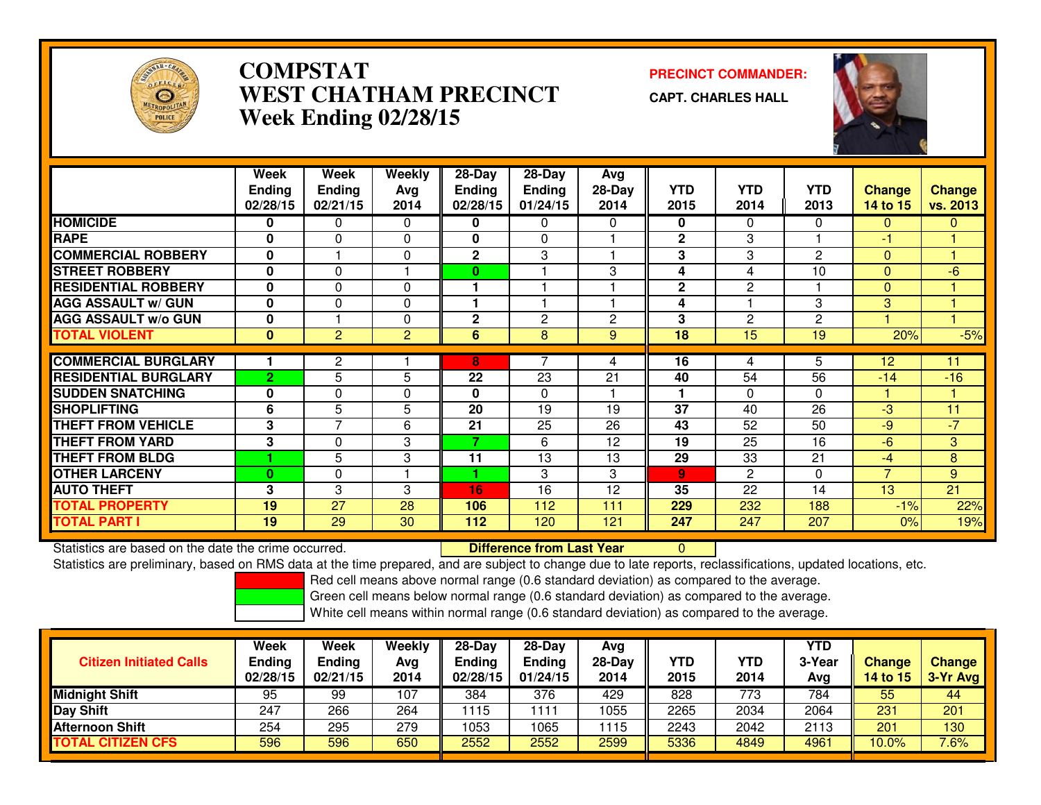# COMPSTAT
# WEST CHATHAM PRECINCT
## Week Ending 02/28/15

**PRECINCT COMMANDER:**
**CAPT. CHARLES HALL**

| | Week Ending 02/28/15 | Week Ending 02/21/15 | Weekly Avg 2014 | 28-Day Ending 02/28/15 | 28-Day Ending 01/24/15 | Avg 28-Day 2014 | YTD 2015 | YTD 2014 | YTD 2013 | Change 14 to 15 | Change vs. 2013 |
|---|---|---|---|---|---|---|---|---|---|---|---|
| HOMICIDE | 0 | 0 | 0 | 0 | 0 | 0 | 0 | 0 | 0 | 0 | 0 |
| RAPE | 0 | 0 | 0 | 0 | 0 | 1 | 2 | 3 | 1 | -1 | 1 |
| COMMERCIAL ROBBERY | 0 | 1 | 0 | 2 | 3 | 1 | 3 | 3 | 2 | 0 | 1 |
| STREET ROBBERY | 0 | 0 | 1 | 0 | 1 | 3 | 4 | 4 | 10 | 0 | -6 |
| RESIDENTIAL ROBBERY | 0 | 0 | 0 | 1 | 1 | 1 | 2 | 2 | 1 | 0 | 1 |
| AGG ASSAULT w/ GUN | 0 | 0 | 0 | 1 | 1 | 1 | 4 | 1 | 3 | 3 | 1 |
| AGG ASSAULT w/o GUN | 0 | 1 | 0 | 2 | 2 | 2 | 3 | 2 | 2 | 1 | 1 |
| TOTAL VIOLENT | 0 | 2 | 2 | 6 | 8 | 9 | 18 | 15 | 19 | 20% | -5% |
| COMMERCIAL BURGLARY | 1 | 2 | 1 | 8 | 7 | 4 | 16 | 4 | 5 | 12 | 11 |
| RESIDENTIAL BURGLARY | 2 | 5 | 5 | 22 | 23 | 21 | 40 | 54 | 56 | -14 | -16 |
| SUDDEN SNATCHING | 0 | 0 | 0 | 0 | 0 | 1 | 1 | 0 | 0 | 1 | 1 |
| SHOPLIFTING | 6 | 5 | 5 | 20 | 19 | 19 | 37 | 40 | 26 | -3 | 11 |
| THEFT FROM VEHICLE | 3 | 7 | 6 | 21 | 25 | 26 | 43 | 52 | 50 | -9 | -7 |
| THEFT FROM YARD | 3 | 0 | 3 | 7 | 6 | 12 | 19 | 25 | 16 | -6 | 3 |
| THEFT FROM BLDG | 1 | 5 | 3 | 11 | 13 | 13 | 29 | 33 | 21 | -4 | 8 |
| OTHER LARCENY | 0 | 0 | 1 | 1 | 3 | 3 | 9 | 2 | 0 | 7 | 9 |
| AUTO THEFT | 3 | 3 | 3 | 16 | 16 | 12 | 35 | 22 | 14 | 13 | 21 |
| TOTAL PROPERTY | 19 | 27 | 28 | 106 | 112 | 111 | 229 | 232 | 188 | -1% | 22% |
| TOTAL PART I | 19 | 29 | 30 | 112 | 120 | 121 | 247 | 247 | 207 | 0% | 19% |

Statistics are based on the date the crime occurred. **Difference from Last Year** 0

Statistics are preliminary, based on RMS data at the time prepared, and are subject to change due to late reports, reclassifications, updated locations, etc.

Red cell means above normal range (0.6 standard deviation) as compared to the average.
Green cell means below normal range (0.6 standard deviation) as compared to the average.
White cell means within normal range (0.6 standard deviation) as compared to the average.

| Citizen Initiated Calls | Week Ending 02/28/15 | Week Ending 02/21/15 | Weekly Avg 2014 | 28-Day Ending 02/28/15 | 28-Day Ending 01/24/15 | Avg 28-Day 2014 | YTD 2015 | YTD 2014 | YTD 3-Year Avg | Change 14 to 15 | Change 3-Yr Avg |
|---|---|---|---|---|---|---|---|---|---|---|---|
| Midnight Shift | 95 | 99 | 107 | 384 | 376 | 429 | 828 | 773 | 784 | 55 | 44 |
| Day Shift | 247 | 266 | 264 | 1115 | 1111 | 1055 | 2265 | 2034 | 2064 | 231 | 201 |
| Afternoon Shift | 254 | 295 | 279 | 1053 | 1065 | 1115 | 2243 | 2042 | 2113 | 201 | 130 |
| TOTAL CITIZEN CFS | 596 | 596 | 650 | 2552 | 2552 | 2599 | 5336 | 4849 | 4961 | 10.0% | 7.6% |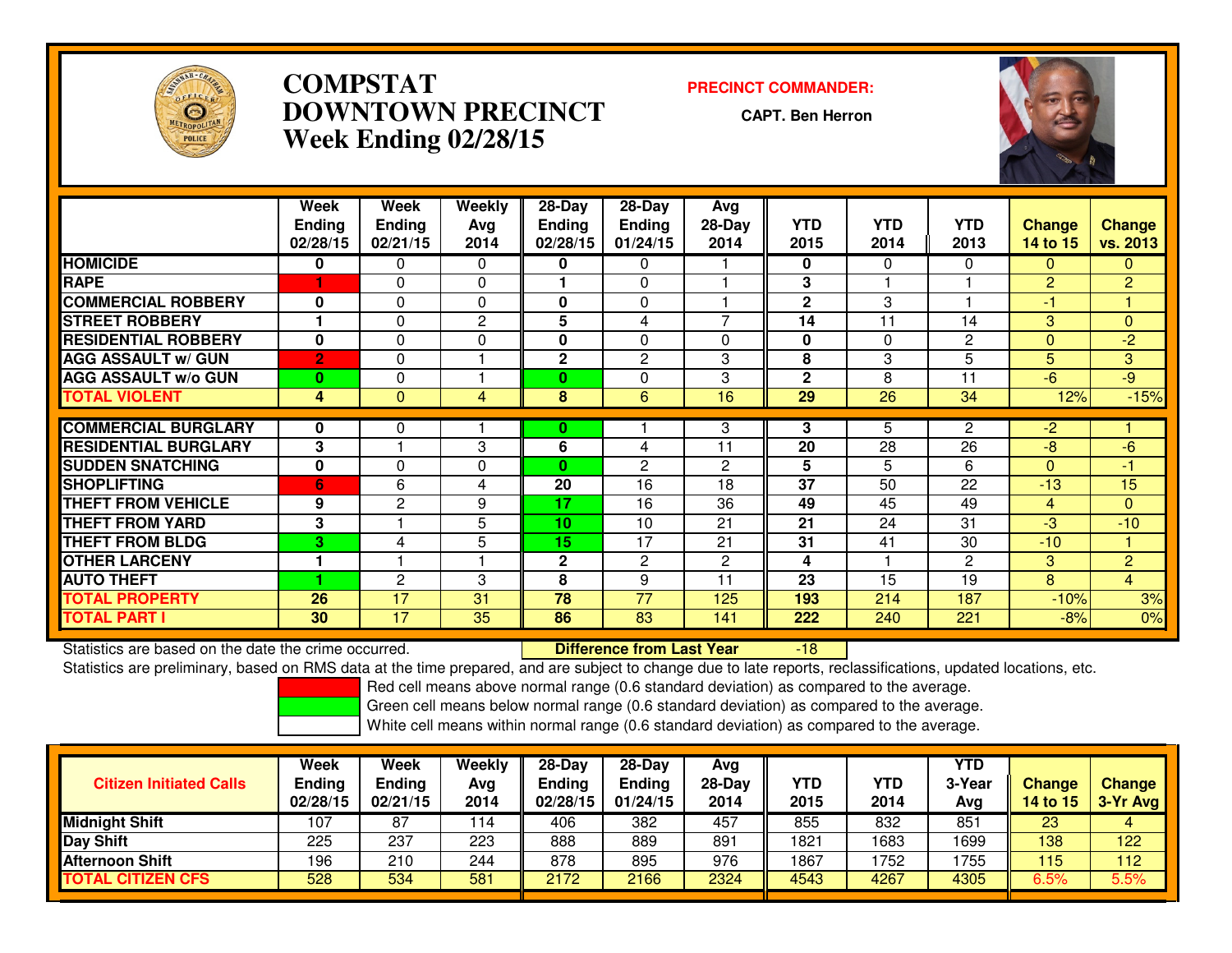# COMPSTAT
# DOWNTOWN PRECINCT
## Week Ending 02/28/15

**PRECINCT COMMANDER:**

**CAPT. Ben Herron**

| | Week Ending 02/28/15 | Week Ending 02/21/15 | Weekly Avg 2014 | 28-Day Ending 02/28/15 | 28-Day Ending 01/24/15 | Avg 28-Day 2014 | YTD 2015 | YTD 2014 | YTD 2013 | Change 14 to 15 | Change vs. 2013 |
|---|---|---|---|---|---|---|---|---|---|---|---|
| HOMICIDE | 0 | 0 | 0 | 0 | 0 | 1 | 0 | 0 | 0 | 0 | 0 |
| RAPE | 1 | 0 | 0 | 1 | 0 | 1 | 3 | 1 | 1 | 2 | 2 |
| COMMERCIAL ROBBERY | 0 | 0 | 0 | 0 | 0 | 1 | 2 | 3 | 1 | -1 | 1 |
| STREET ROBBERY | 1 | 0 | 2 | 5 | 4 | 7 | 14 | 11 | 14 | 3 | 0 |
| RESIDENTIAL ROBBERY | 0 | 0 | 0 | 0 | 0 | 0 | 0 | 0 | 2 | 0 | -2 |
| AGG ASSAULT w/ GUN | 2 | 0 | 1 | 2 | 2 | 3 | 8 | 3 | 5 | 5 | 3 |
| AGG ASSAULT w/o GUN | 0 | 0 | 1 | 0 | 0 | 3 | 2 | 8 | 11 | -6 | -9 |
| TOTAL VIOLENT | 4 | 0 | 4 | 8 | 6 | 16 | 29 | 26 | 34 | 12% | -15% |
| COMMERCIAL BURGLARY | 0 | 0 | 1 | 0 | 1 | 3 | 3 | 5 | 2 | -2 | 1 |
| RESIDENTIAL BURGLARY | 3 | 1 | 3 | 6 | 4 | 11 | 20 | 28 | 26 | -8 | -6 |
| SUDDEN SNATCHING | 0 | 0 | 0 | 0 | 2 | 2 | 5 | 5 | 6 | 0 | -1 |
| SHOPLIFTING | 6 | 6 | 4 | 20 | 16 | 18 | 37 | 50 | 22 | -13 | 15 |
| THEFT FROM VEHICLE | 9 | 2 | 9 | 17 | 16 | 36 | 49 | 45 | 49 | 4 | 0 |
| THEFT FROM YARD | 3 | 1 | 5 | 10 | 10 | 21 | 21 | 24 | 31 | -3 | -10 |
| THEFT FROM BLDG | 3 | 4 | 5 | 15 | 17 | 21 | 31 | 41 | 30 | -10 | 1 |
| OTHER LARCENY | 1 | 1 | 1 | 2 | 2 | 2 | 4 | 1 | 2 | 3 | 2 |
| AUTO THEFT | 1 | 2 | 3 | 8 | 9 | 11 | 23 | 15 | 19 | 8 | 4 |
| TOTAL PROPERTY | 26 | 17 | 31 | 78 | 77 | 125 | 193 | 214 | 187 | -10% | 3% |
| TOTAL PART I | 30 | 17 | 35 | 86 | 83 | 141 | 222 | 240 | 221 | -8% | 0% |

Statistics are based on the date the crime occurred. **Difference from Last Year** -18

Statistics are preliminary, based on RMS data at the time prepared, and are subject to change due to late reports, reclassifications, updated locations, etc.

Red cell means above normal range (0.6 standard deviation) as compared to the average.
Green cell means below normal range (0.6 standard deviation) as compared to the average.
White cell means within normal range (0.6 standard deviation) as compared to the average.

| Citizen Initiated Calls | Week Ending 02/28/15 | Week Ending 02/21/15 | Weekly Avg 2014 | 28-Day Ending 02/28/15 | 28-Day Ending 01/24/15 | Avg 28-Day 2014 | YTD 2015 | YTD 2014 | YTD 3-Year Avg | Change 14 to 15 | Change 3-Yr Avg |
|---|---|---|---|---|---|---|---|---|---|---|---|
| Midnight Shift | 107 | 87 | 114 | 406 | 382 | 457 | 855 | 832 | 851 | 23 | 4 |
| Day Shift | 225 | 237 | 223 | 888 | 889 | 891 | 1821 | 1683 | 1699 | 138 | 122 |
| Afternoon Shift | 196 | 210 | 244 | 878 | 895 | 976 | 1867 | 1752 | 1755 | 115 | 112 |
| TOTAL CITIZEN CFS | 528 | 534 | 581 | 2172 | 2166 | 2324 | 4543 | 4267 | 4305 | 6.5% | 5.5% |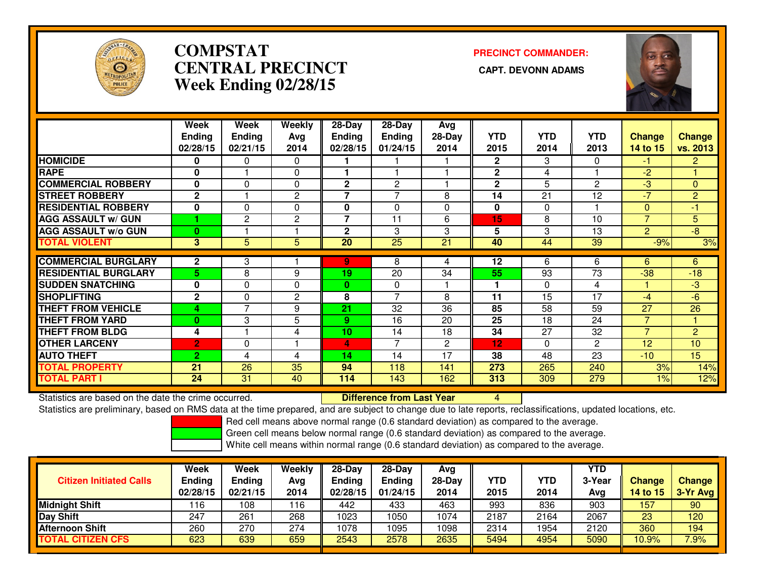# COMPSTAT
# CENTRAL PRECINCT
## Week Ending 02/28/15

**PRECINCT COMMANDER:**

**CAPT. DEVONN ADAMS**

| | Week Ending 02/28/15 | Week Ending 02/21/15 | Weekly Avg 2014 | 28-Day Ending 02/28/15 | 28-Day Ending 01/24/15 | Avg 28-Day 2014 | YTD 2015 | YTD 2014 | YTD 2013 | Change 14 to 15 | Change vs. 2013 |
|---|---|---|---|---|---|---|---|---|---|---|---|
| HOMICIDE | 0 | 0 | 0 | 1 | 1 | 1 | 2 | 3 | 0 | -1 | 2 |
| RAPE | 0 | 1 | 0 | 1 | 1 | 1 | 2 | 4 | 1 | -2 | 1 |
| COMMERCIAL ROBBERY | 0 | 0 | 0 | 2 | 2 | 1 | 2 | 5 | 2 | -3 | 0 |
| STREET ROBBERY | 2 | 1 | 2 | 7 | 7 | 8 | 14 | 21 | 12 | -7 | 2 |
| RESIDENTIAL ROBBERY | 0 | 0 | 0 | 0 | 0 | 0 | 0 | 0 | 1 | 0 | -1 |
| AGG ASSAULT w/ GUN | 1 | 2 | 2 | 7 | 11 | 6 | 15 | 8 | 10 | 7 | 5 |
| AGG ASSAULT w/o GUN | 0 | 1 | 1 | 2 | 3 | 3 | 5 | 3 | 13 | 2 | -8 |
| TOTAL VIOLENT | 3 | 5 | 5 | 20 | 25 | 21 | 40 | 44 | 39 | -9% | 3% |
| COMMERCIAL BURGLARY | 2 | 3 | 1 | 9 | 8 | 4 | 12 | 6 | 6 | 6 | 6 |
| RESIDENTIAL BURGLARY | 5 | 8 | 9 | 19 | 20 | 34 | 55 | 93 | 73 | -38 | -18 |
| SUDDEN SNATCHING | 0 | 0 | 0 | 0 | 0 | 1 | 1 | 0 | 4 | 1 | -3 |
| SHOPLIFTING | 2 | 0 | 2 | 8 | 7 | 8 | 11 | 15 | 17 | -4 | -6 |
| THEFT FROM VEHICLE | 4 | 7 | 9 | 21 | 32 | 36 | 85 | 58 | 59 | 27 | 26 |
| THEFT FROM YARD | 0 | 3 | 5 | 9 | 16 | 20 | 25 | 18 | 24 | 7 | 1 |
| THEFT FROM BLDG | 4 | 1 | 4 | 10 | 14 | 18 | 34 | 27 | 32 | 7 | 2 |
| OTHER LARCENY | 2 | 0 | 1 | 4 | 7 | 2 | 12 | 0 | 2 | 12 | 10 |
| AUTO THEFT | 2 | 4 | 4 | 14 | 14 | 17 | 38 | 48 | 23 | -10 | 15 |
| TOTAL PROPERTY | 21 | 26 | 35 | 94 | 118 | 141 | 273 | 265 | 240 | 3% | 14% |
| TOTAL PART I | 24 | 31 | 40 | 114 | 143 | 162 | 313 | 309 | 279 | 1% | 12% |

Statistics are based on the date the crime occurred. **Difference from Last Year** 4

Statistics are preliminary, based on RMS data at the time prepared, and are subject to change due to late reports, reclassifications, updated locations, etc.

- Red cell means above normal range (0.6 standard deviation) as compared to the average.
- Green cell means below normal range (0.6 standard deviation) as compared to the average.
- White cell means within normal range (0.6 standard deviation) as compared to the average.

| Citizen Initiated Calls | Week Ending 02/28/15 | Week Ending 02/21/15 | Weekly Avg 2014 | 28-Day Ending 02/28/15 | 28-Day Ending 01/24/15 | Avg 28-Day 2014 | YTD 2015 | YTD 2014 | YTD 3-Year Avg | Change 14 to 15 | Change 3-Yr Avg |
|---|---|---|---|---|---|---|---|---|---|---|---|
| Midnight Shift | 116 | 108 | 116 | 442 | 433 | 463 | 993 | 836 | 903 | 157 | 90 |
| Day Shift | 247 | 261 | 268 | 1023 | 1050 | 1074 | 2187 | 2164 | 2067 | 23 | 120 |
| Afternoon Shift | 260 | 270 | 274 | 1078 | 1095 | 1098 | 2314 | 1954 | 2120 | 360 | 194 |
| TOTAL CITIZEN CFS | 623 | 639 | 659 | 2543 | 2578 | 2635 | 5494 | 4954 | 5090 | 10.9% | 7.9% |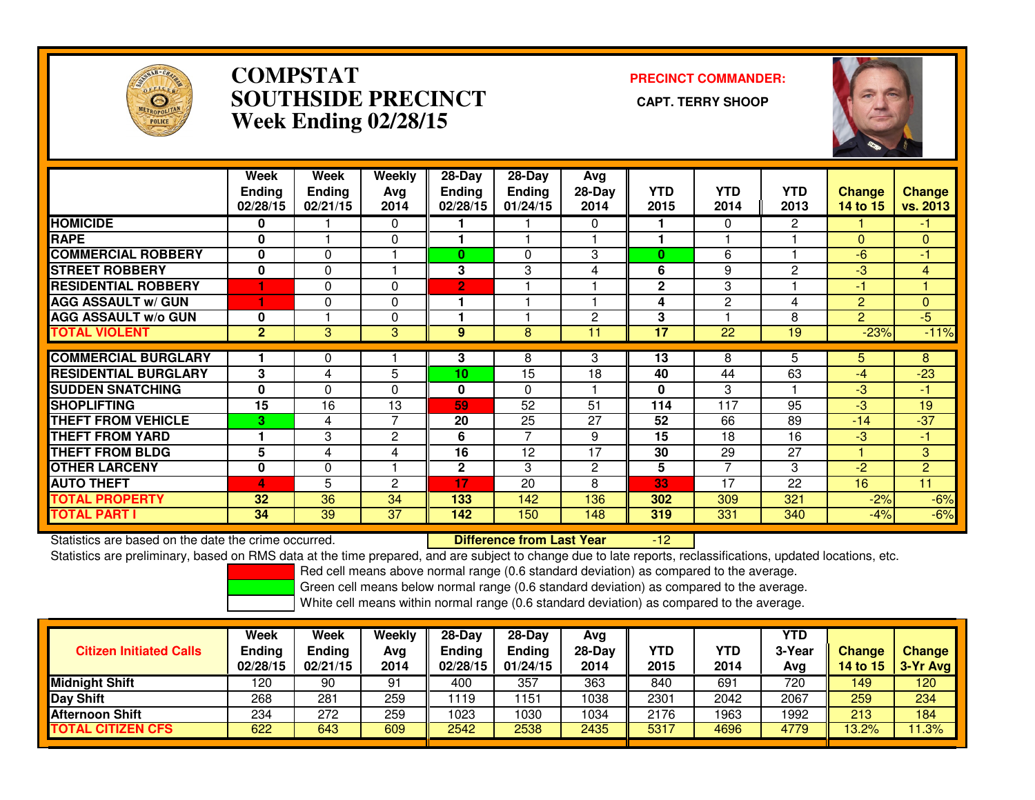# COMPSTAT
# SOUTHSIDE PRECINCT
# Week Ending 02/28/15

**PRECINCT COMMANDER:**

**CAPT. TERRY SHOOP**

| | Week Ending 02/28/15 | Week Ending 02/21/15 | Weekly Avg 2014 | 28-Day Ending 02/28/15 | 28-Day Ending 01/24/15 | Avg 28-Day 2014 | YTD 2015 | YTD 2014 | YTD 2013 | Change 14 to 15 | Change vs. 2013 |
|---|---|---|---|---|---|---|---|---|---|---|---|
| HOMICIDE | 0 | 1 | 0 | 1 | 1 | 0 | 1 | 0 | 2 | 1 | -1 |
| RAPE | 0 | 1 | 0 | 1 | 1 | 1 | 1 | 1 | 1 | 0 | 0 |
| COMMERCIAL ROBBERY | 0 | 0 | 1 | 0 | 0 | 3 | 0 | 6 | 1 | -6 | -1 |
| STREET ROBBERY | 0 | 0 | 1 | 3 | 3 | 4 | 6 | 9 | 2 | -3 | 4 |
| RESIDENTIAL ROBBERY | 1 | 0 | 0 | 2 | 1 | 1 | 2 | 3 | 1 | -1 | 1 |
| AGG ASSAULT w/ GUN | 1 | 0 | 0 | 1 | 1 | 1 | 4 | 2 | 4 | 2 | 0 |
| AGG ASSAULT w/o GUN | 0 | 1 | 0 | 1 | 1 | 2 | 3 | 1 | 8 | 2 | -5 |
| TOTAL VIOLENT | 2 | 3 | 3 | 9 | 8 | 11 | 17 | 22 | 19 | -23% | -11% |
| COMMERCIAL BURGLARY | 1 | 0 | 1 | 3 | 8 | 3 | 13 | 8 | 5 | 5 | 8 |
| RESIDENTIAL BURGLARY | 3 | 4 | 5 | 10 | 15 | 18 | 40 | 44 | 63 | -4 | -23 |
| SUDDEN SNATCHING | 0 | 0 | 0 | 0 | 0 | 1 | 0 | 3 | 1 | -3 | -1 |
| SHOPLIFTING | 15 | 16 | 13 | 59 | 52 | 51 | 114 | 117 | 95 | -3 | 19 |
| THEFT FROM VEHICLE | 3 | 4 | 7 | 20 | 25 | 27 | 52 | 66 | 89 | -14 | -37 |
| THEFT FROM YARD | 1 | 3 | 2 | 6 | 7 | 9 | 15 | 18 | 16 | -3 | -1 |
| THEFT FROM BLDG | 5 | 4 | 4 | 16 | 12 | 17 | 30 | 29 | 27 | 1 | 3 |
| OTHER LARCENY | 0 | 0 | 1 | 2 | 3 | 2 | 5 | 7 | 3 | -2 | 2 |
| AUTO THEFT | 4 | 5 | 2 | 17 | 20 | 8 | 33 | 17 | 22 | 16 | 11 |
| TOTAL PROPERTY | 32 | 36 | 34 | 133 | 142 | 136 | 302 | 309 | 321 | -2% | -6% |
| TOTAL PART I | 34 | 39 | 37 | 142 | 150 | 148 | 319 | 331 | 340 | -4% | -6% |

Statistics are based on the date the crime occurred. **Difference from Last Year** -12

Statistics are preliminary, based on RMS data at the time prepared, and are subject to change due to late reports, reclassifications, updated locations, etc.

Red cell means above normal range (0.6 standard deviation) as compared to the average.
Green cell means below normal range (0.6 standard deviation) as compared to the average.
White cell means within normal range (0.6 standard deviation) as compared to the average.

| Citizen Initiated Calls | Week Ending 02/28/15 | Week Ending 02/21/15 | Weekly Avg 2014 | 28-Day Ending 02/28/15 | 28-Day Ending 01/24/15 | Avg 28-Day 2014 | YTD 2015 | YTD 2014 | YTD 3-Year Avg | Change 14 to 15 | Change 3-Yr Avg |
|---|---|---|---|---|---|---|---|---|---|---|---|
| Midnight Shift | 120 | 90 | 91 | 400 | 357 | 363 | 840 | 691 | 720 | 149 | 120 |
| Day Shift | 268 | 281 | 259 | 1119 | 1151 | 1038 | 2301 | 2042 | 2067 | 259 | 234 |
| Afternoon Shift | 234 | 272 | 259 | 1023 | 1030 | 1034 | 2176 | 1963 | 1992 | 213 | 184 |
| TOTAL CITIZEN CFS | 622 | 643 | 609 | 2542 | 2538 | 2435 | 5317 | 4696 | 4779 | 13.2% | 11.3% |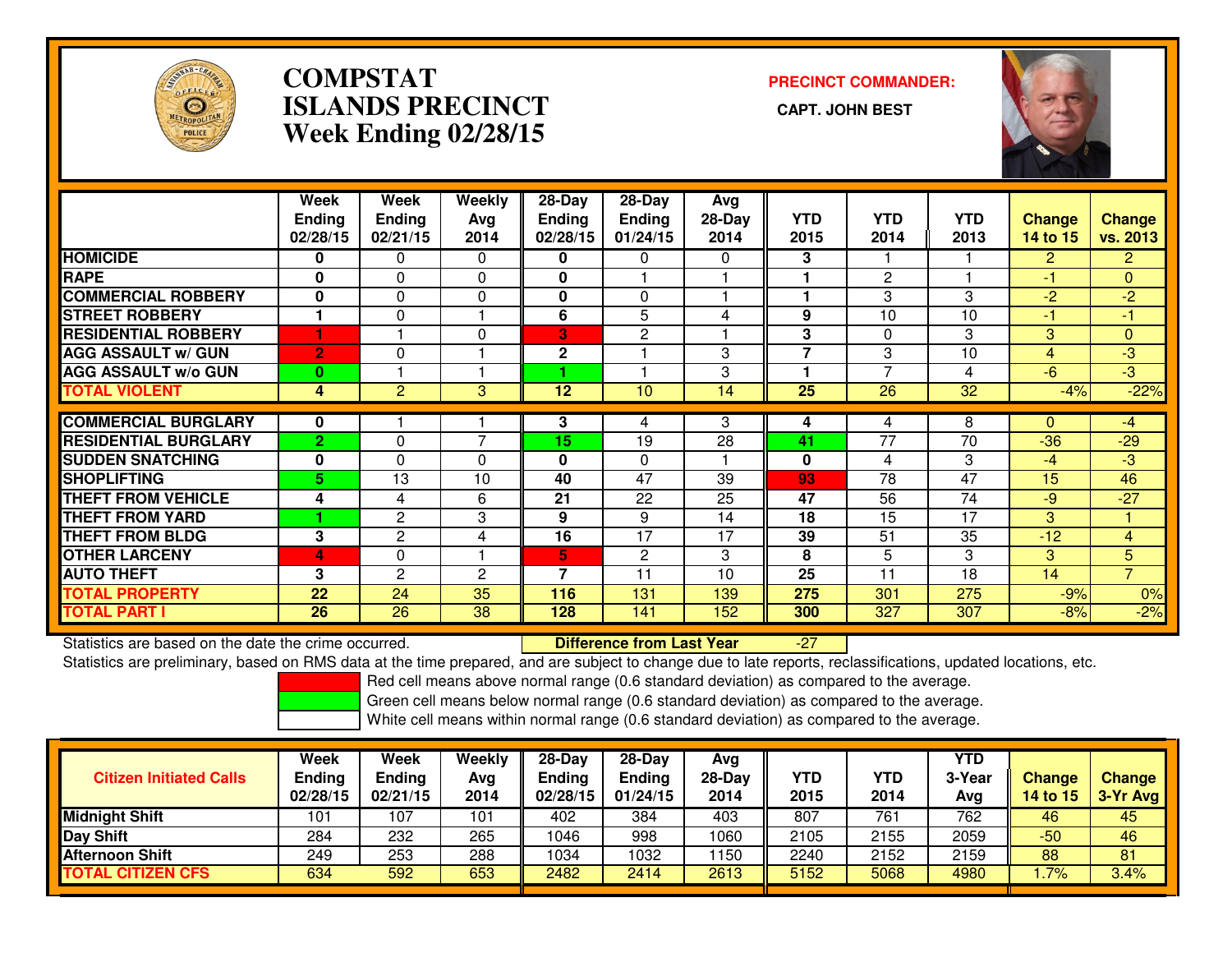# COMPSTAT
# ISLANDS PRECINCT
# Week Ending 02/28/15

**PRECINCT COMMANDER:**

**CAPT. JOHN BEST**

| | Week Ending 02/28/15 | Week Ending 02/21/15 | Weekly Avg 2014 | 28-Day Ending 02/28/15 | 28-Day Ending 01/24/15 | Avg 28-Day 2014 | YTD 2015 | YTD 2014 | YTD 2013 | Change 14 to 15 | Change vs. 2013 |
|---|---|---|---|---|---|---|---|---|---|---|---|
| HOMICIDE | 0 | 0 | 0 | 0 | 0 | 0 | 3 | 1 | 1 | 2 | 2 |
| RAPE | 0 | 0 | 0 | 0 | 1 | 1 | 1 | 2 | 1 | -1 | 0 |
| COMMERCIAL ROBBERY | 0 | 0 | 0 | 0 | 0 | 1 | 1 | 3 | 3 | -2 | -2 |
| STREET ROBBERY | 1 | 0 | 1 | 6 | 5 | 4 | 9 | 10 | 10 | -1 | -1 |
| RESIDENTIAL ROBBERY | 1 | 1 | 0 | 3 | 2 | 1 | 3 | 0 | 3 | 3 | 0 |
| AGG ASSAULT w/ GUN | 2 | 0 | 1 | 2 | 1 | 3 | 7 | 3 | 10 | 4 | -3 |
| AGG ASSAULT w/o GUN | 0 | 1 | 1 | 1 | 1 | 3 | 1 | 7 | 4 | -6 | -3 |
| TOTAL VIOLENT | 4 | 2 | 3 | 12 | 10 | 14 | 25 | 26 | 32 | -4% | -22% |
| COMMERCIAL BURGLARY | 0 | 1 | 1 | 3 | 4 | 3 | 4 | 4 | 8 | 0 | -4 |
| RESIDENTIAL BURGLARY | 2 | 0 | 7 | 15 | 19 | 28 | 41 | 77 | 70 | -36 | -29 |
| SUDDEN SNATCHING | 0 | 0 | 0 | 0 | 0 | 1 | 0 | 4 | 3 | -4 | -3 |
| SHOPLIFTING | 5 | 13 | 10 | 40 | 47 | 39 | 93 | 78 | 47 | 15 | 46 |
| THEFT FROM VEHICLE | 4 | 4 | 6 | 21 | 22 | 25 | 47 | 56 | 74 | -9 | -27 |
| THEFT FROM YARD | 1 | 2 | 3 | 9 | 9 | 14 | 18 | 15 | 17 | 3 | 1 |
| THEFT FROM BLDG | 3 | 2 | 4 | 16 | 17 | 17 | 39 | 51 | 35 | -12 | 4 |
| OTHER LARCENY | 4 | 0 | 1 | 5 | 2 | 3 | 8 | 5 | 3 | 3 | 5 |
| AUTO THEFT | 3 | 2 | 2 | 7 | 11 | 10 | 25 | 11 | 18 | 14 | 7 |
| TOTAL PROPERTY | 22 | 24 | 35 | 116 | 131 | 139 | 275 | 301 | 275 | -9% | 0% |
| TOTAL PART I | 26 | 26 | 38 | 128 | 141 | 152 | 300 | 327 | 307 | -8% | -2% |

Statistics are based on the date the crime occurred. **Difference from Last Year** -27

Statistics are preliminary, based on RMS data at the time prepared, and are subject to change due to late reports, reclassifications, updated locations, etc.

Red cell means above normal range (0.6 standard deviation) as compared to the average.

Green cell means below normal range (0.6 standard deviation) as compared to the average.

White cell means within normal range (0.6 standard deviation) as compared to the average.

| Citizen Initiated Calls | Week Ending 02/28/15 | Week Ending 02/21/15 | Weekly Avg 2014 | 28-Day Ending 02/28/15 | 28-Day Ending 01/24/15 | Avg 28-Day 2014 | YTD 2015 | YTD 2014 | YTD 3-Year Avg | Change 14 to 15 | Change 3-Yr Avg |
|---|---|---|---|---|---|---|---|---|---|---|---|
| Midnight Shift | 101 | 107 | 101 | 402 | 384 | 403 | 807 | 761 | 762 | 46 | 45 |
| Day Shift | 284 | 232 | 265 | 1046 | 998 | 1060 | 2105 | 2155 | 2059 | -50 | 46 |
| Afternoon Shift | 249 | 253 | 288 | 1034 | 1032 | 1150 | 2240 | 2152 | 2159 | 88 | 81 |
| TOTAL CITIZEN CFS | 634 | 592 | 653 | 2482 | 2414 | 2613 | 5152 | 5068 | 4980 | 1.7% | 3.4% |